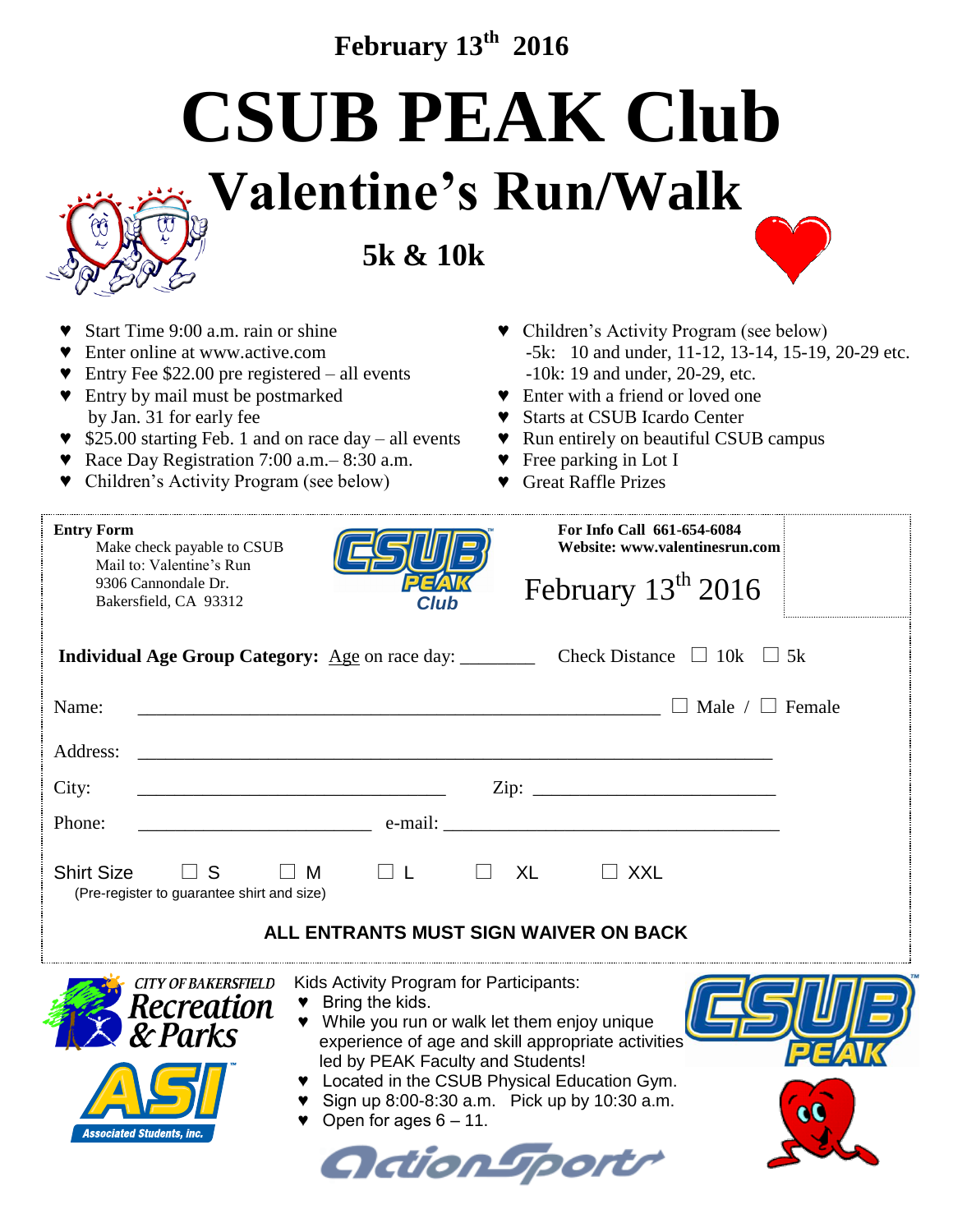**February 13th 2016**

# CSUB PEAK Club

## Valentine's Run/Walk

### 5k & 10k

- ♥ Start Time 9:00 a.m. rain or shine
- ♥ Enter online at www.active.com
- ♥ Entry Fee $22.00 pre registered – all events
- ♥ Entry by mail must be postmarked by Jan. 31 for early fee
- ♥ $25.00 starting Feb. 1 and on race day – all events
- ♥ Race Day Registration 7:00 a.m.– 8:30 a.m.
- ♥ Children's Activity Program (see below)
- ♥ Children's Activity Program (see below)
  - -5k: 10 and under, 11-12, 13-14, 15-19, 20-29 etc.
  - -10k: 19 and under, 20-29, etc.
- ♥ Enter with a friend or loved one
- ♥ Starts at CSUB Icardo Center
- ♥ Run entirely on beautiful CSUB campus
- ♥ Free parking in Lot I
- ♥ Great Raffle Prizes

---

**Entry Form**
Make check payable to CSUB
Mail to: Valentine's Run
9306 Cannondale Dr.
Bakersfield, CA 93312

CSUB PEAK Club

**For Info Call 661-654-6084**
**Website: www.valentinesrun.com**

February 13th 2016

**Individual Age Group Category:** Age on race day: ________ Check Distance ☐ 10k ☐ 5k

Name: ______________________________________________________ ☐ Male / ☐ Female

Address: __________________________________________________________________

City: ________________________________ Zip: _________________________

Phone: ________________________ e-mail: ___________________________________

Shirt Size ☐ S ☐ M ☐ L ☐ XL ☐ XXL
(Pre-register to guarantee shirt and size)

**ALL ENTRANTS MUST SIGN WAIVER ON BACK**

---

City of Bakersfield Recreation & Parks

ASI Associated Students, Inc.

Kids Activity Program for Participants:

- ♥ Bring the kids.
- ♥ While you run or walk let them enjoy unique experience of age and skill appropriate activities led by PEAK Faculty and Students!
- ♥ Located in the CSUB Physical Education Gym.
- ♥ Sign up 8:00-8:30 a.m. Pick up by 10:30 a.m.
- ♥ Open for ages 6 – 11.

CSUB PEAK

ActionSports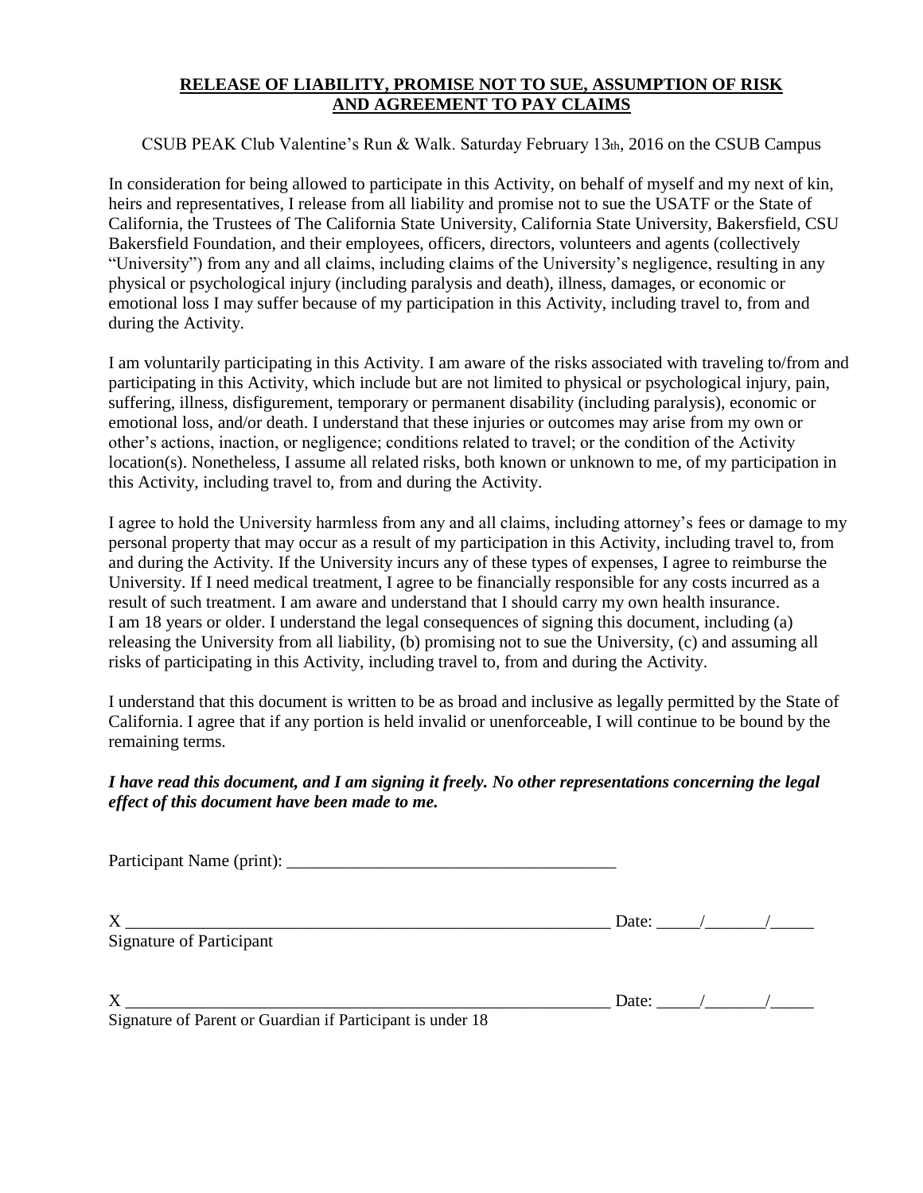**<u>RELEASE OF LIABILITY, PROMISE NOT TO SUE, ASSUMPTION OF RISK AND AGREEMENT TO PAY CLAIMS</u>**

CSUB PEAK Club Valentine's Run & Walk. Saturday February 13th, 2016 on the CSUB Campus

In consideration for being allowed to participate in this Activity, on behalf of myself and my next of kin, heirs and representatives, I release from all liability and promise not to sue the USATF or the State of California, the Trustees of The California State University, California State University, Bakersfield, CSU Bakersfield Foundation, and their employees, officers, directors, volunteers and agents (collectively "University") from any and all claims, including claims of the University's negligence, resulting in any physical or psychological injury (including paralysis and death), illness, damages, or economic or emotional loss I may suffer because of my participation in this Activity, including travel to, from and during the Activity.

I am voluntarily participating in this Activity. I am aware of the risks associated with traveling to/from and participating in this Activity, which include but are not limited to physical or psychological injury, pain, suffering, illness, disfigurement, temporary or permanent disability (including paralysis), economic or emotional loss, and/or death. I understand that these injuries or outcomes may arise from my own or other's actions, inaction, or negligence; conditions related to travel; or the condition of the Activity location(s). Nonetheless, I assume all related risks, both known or unknown to me, of my participation in this Activity, including travel to, from and during the Activity.

I agree to hold the University harmless from any and all claims, including attorney's fees or damage to my personal property that may occur as a result of my participation in this Activity, including travel to, from and during the Activity. If the University incurs any of these types of expenses, I agree to reimburse the University. If I need medical treatment, I agree to be financially responsible for any costs incurred as a result of such treatment. I am aware and understand that I should carry my own health insurance.
I am 18 years or older. I understand the legal consequences of signing this document, including (a) releasing the University from all liability, (b) promising not to sue the University, (c) and assuming all risks of participating in this Activity, including travel to, from and during the Activity.

I understand that this document is written to be as broad and inclusive as legally permitted by the State of California. I agree that if any portion is held invalid or unenforceable, I will continue to be bound by the remaining terms.

***I have read this document, and I am signing it freely. No other representations concerning the legal effect of this document have been made to me.***

Participant Name (print): ______________________________________

X ___________________________________________________________ Date: _____/_______/_____
Signature of Participant

X ___________________________________________________________ Date: _____/_______/_____
Signature of Parent or Guardian if Participant is under 18